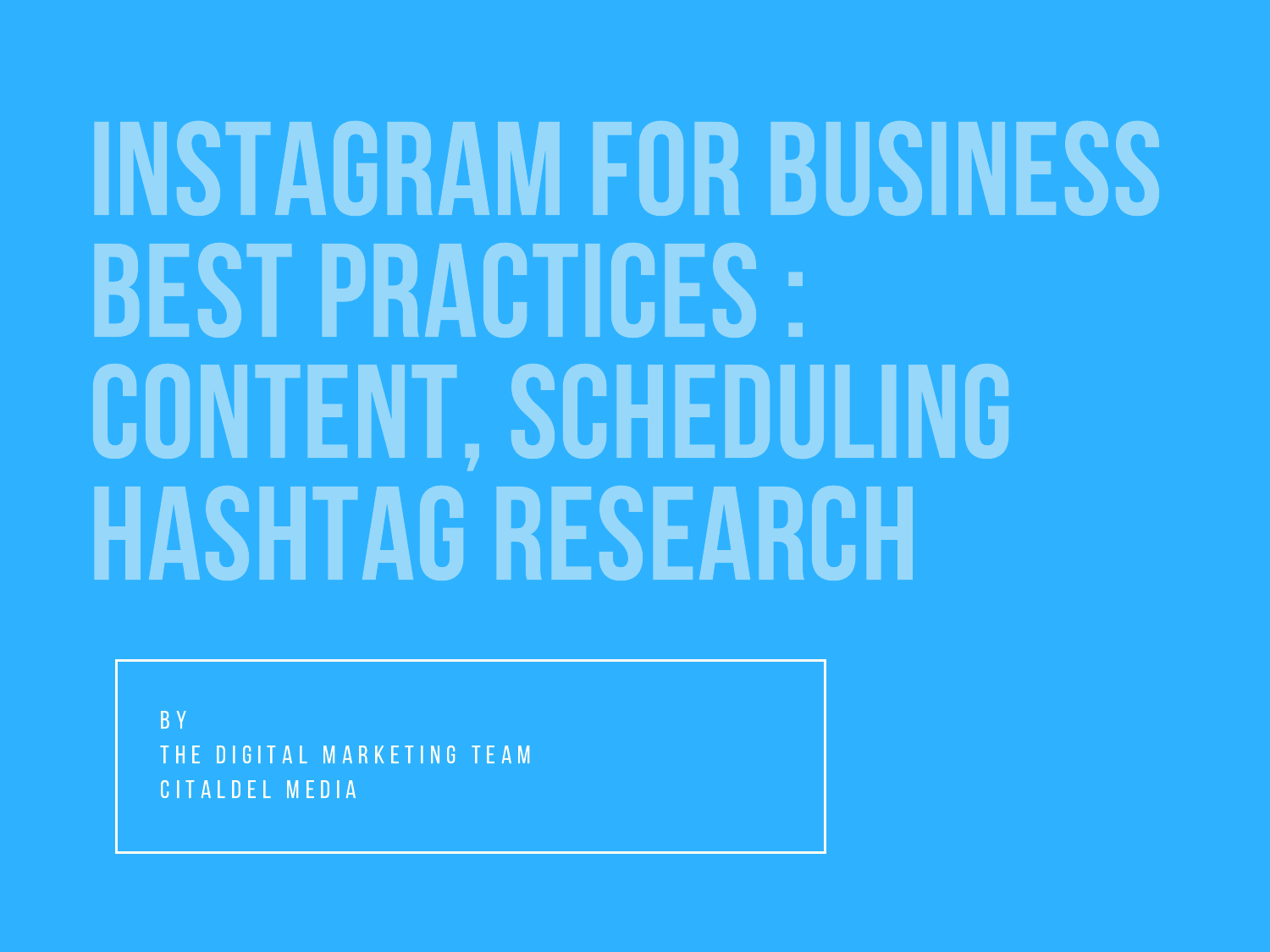# INSTAGRAM FOR BUSINESS BEST PRACTICES : CONTENT, SCHEDULING HASHTAG RESEARCH

BY

THE DIGITAL MARKETING TEAM

CITALDEL MEDIA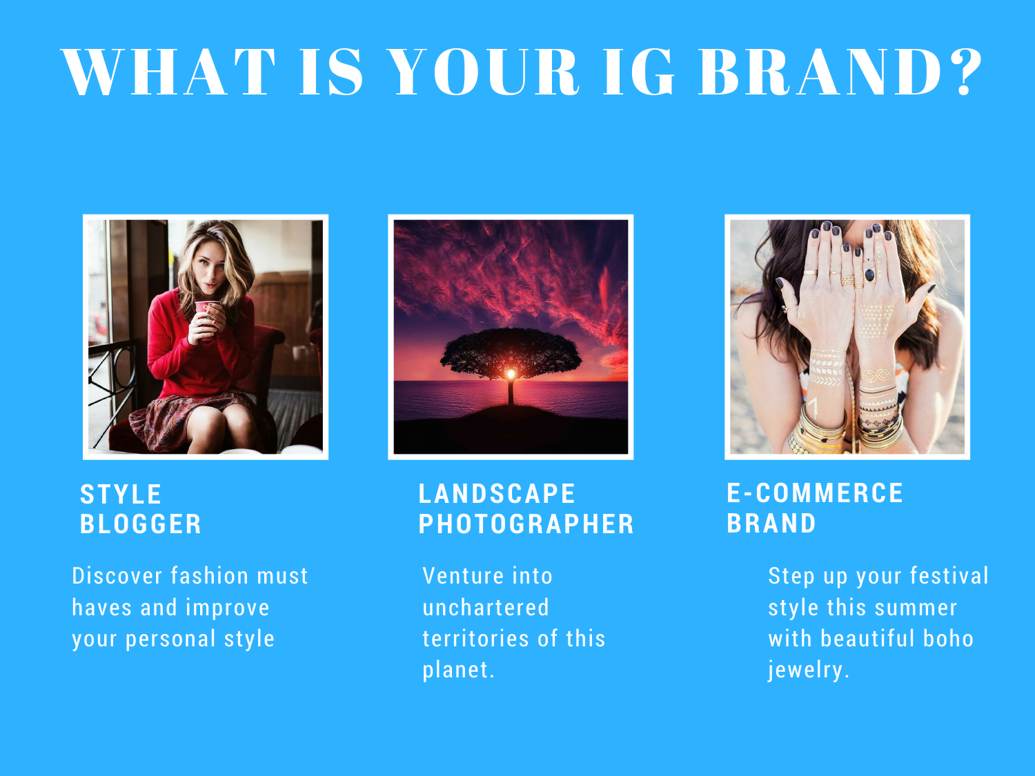# WHAT IS YOUR IG BRAND?

### STYLE BLOGGER

Discover fashion must haves and improve your personal style

### LANDSCAPE PHOTOGRAPHER

Venture into unchartered territories of this planet.

### E-COMMERCE BRAND

Step up your festival style this summer with beautiful boho jewelry.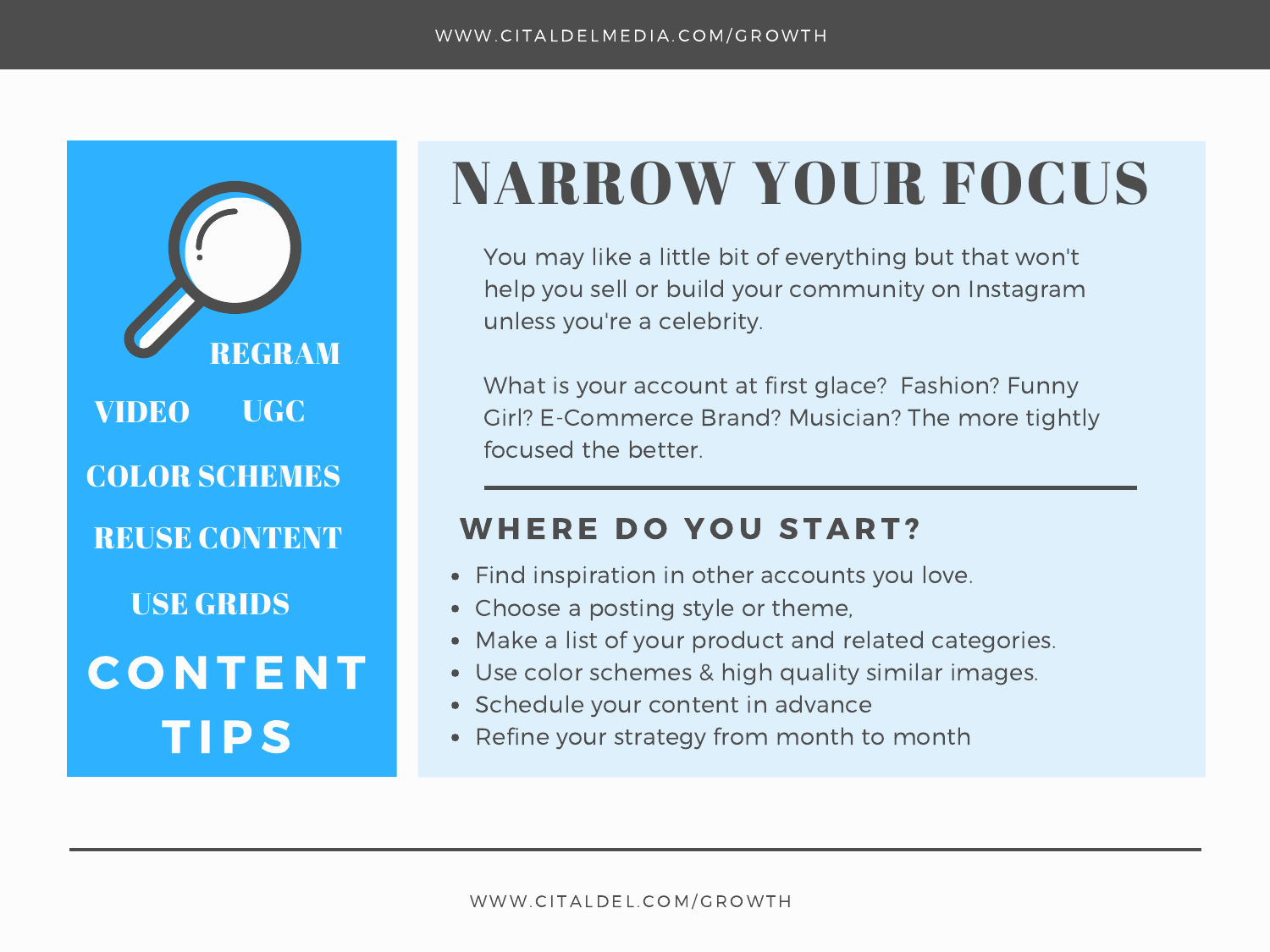REGRAM

VIDEO UGC

COLOR SCHEMES

REUSE CONTENT

USE GRIDS

**CONTENT TIPS**

# NARROW YOUR FOCUS

You may like a little bit of everything but that won't help you sell or build your community on Instagram unless you're a celebrity.

What is your account at first glace? Fashion? Funny Girl? E-Commerce Brand? Musician? The more tightly focused the better.

## WHERE DO YOU START?

- Find inspiration in other accounts you love.
- Choose a posting style or theme,
- Make a list of your product and related categories.
- Use color schemes & high quality similar images.
- Schedule your content in advance
- Refine your strategy from month to month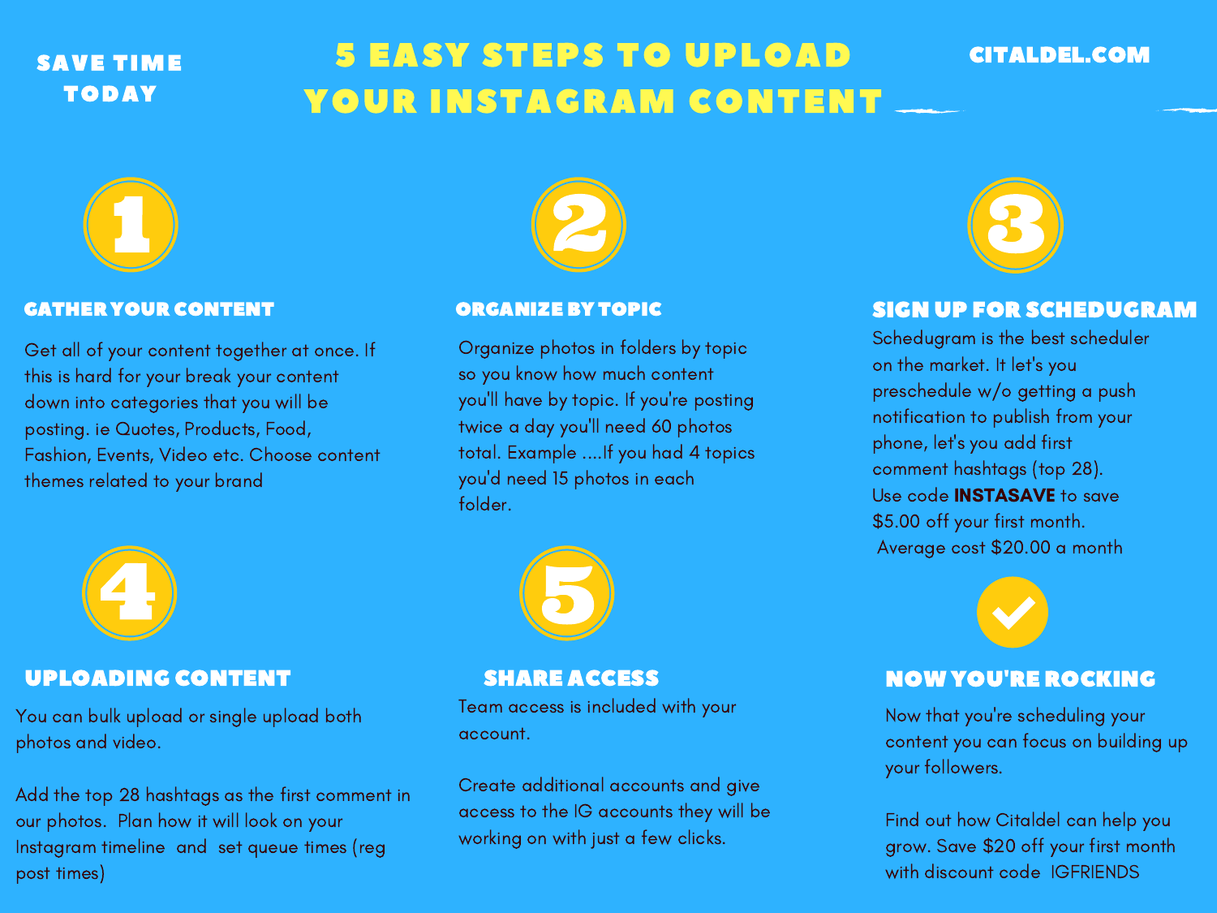SAVE TIME TODAY

# 5 EASY STEPS TO UPLOAD YOUR INSTAGRAM CONTENT

CITALDEL.COM

## 1

### GATHER YOUR CONTENT

Get all of your content together at once. If this is hard for your break your content down into categories that you will be posting. ie Quotes, Products, Food, Fashion, Events, Video etc. Choose content themes related to your brand

## 2

### ORGANIZE BY TOPIC

Organize photos in folders by topic so you know how much content you'll have by topic. If you're posting twice a day you'll need 60 photos total. Example ....If you had 4 topics you'd need 15 photos in each folder.

## 3

### SIGN UP FOR SCHEDUGRAM

Schedugram is the best scheduler on the market. It let's you preschedule w/o getting a push notification to publish from your phone, let's you add first comment hashtags (top 28).

Use code **INSTASAVE** to save $5.00 off your first month.

Average cost $20.00 a month

## 4

### UPLOADING CONTENT

You can bulk upload or single upload both photos and video.

Add the top 28 hashtags as the first comment in our photos. Plan how it will look on your Instagram timeline and set queue times (reg post times)

## 5

### SHARE ACCESS

Team access is included with your account.

Create additional accounts and give access to the IG accounts they will be working on with just a few clicks.

### NOW YOU'RE ROCKING

Now that you're scheduling your content you can focus on building up your followers.

Find out how Citaldel can help you grow. Save $20 off your first month with discount code IGFRIENDS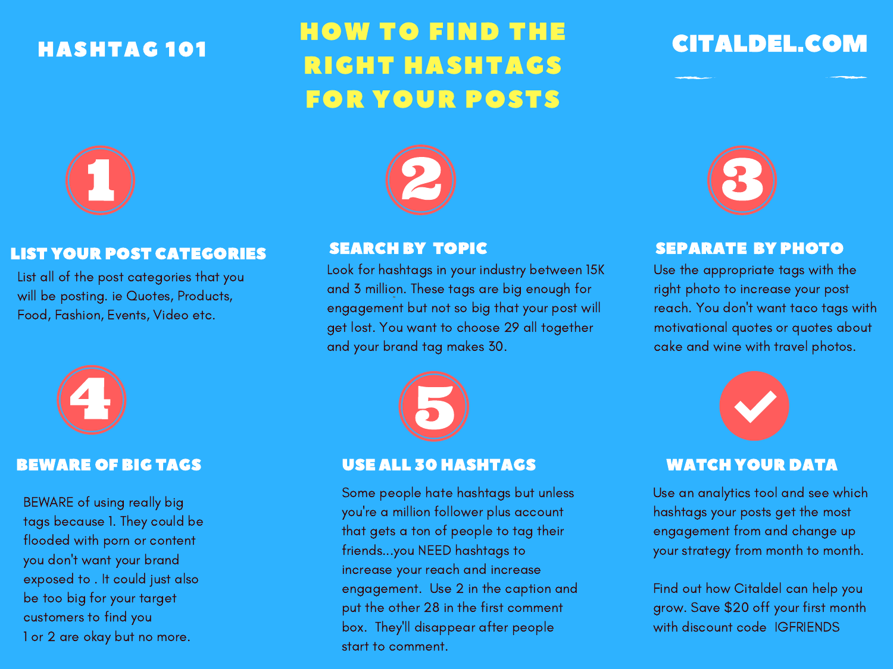HASHTAG 101

# HOW TO FIND THE RIGHT HASHTAGS FOR YOUR POSTS

CITALDEL.COM

## 1

### LIST YOUR POST CATEGORIES

List all of the post categories that you will be posting. ie Quotes, Products, Food, Fashion, Events, Video etc.

## 2

### SEARCH BY TOPIC

Look for hashtags in your industry between 15K and 3 million. These tags are big enough for engagement but not so big that your post will get lost. You want to choose 29 all together and your brand tag makes 30.

## 3

### SEPARATE BY PHOTO

Use the appropriate tags with the right photo to increase your post reach. You don't want taco tags with motivational quotes or quotes about cake and wine with travel photos.

## 4

### BEWARE OF BIG TAGS

BEWARE of using really big tags because 1. They could be flooded with porn or content you don't want your brand exposed to . It could just also be too big for your target customers to find you
1 or 2 are okay but no more.

## 5

### USE ALL 30 HASHTAGS

Some people hate hashtags but unless you're a million follower plus account that gets a ton of people to tag their friends...you NEED hashtags to increase your reach and increase engagement. Use 2 in the caption and put the other 28 in the first comment box. They'll disappear after people start to comment.

## ✓

### WATCH YOUR DATA

Use an analytics tool and see which hashtags your posts get the most engagement from and change up your strategy from month to month.

Find out how Citaldel can help you grow. Save $20 off your first month with discount code IGFRIENDS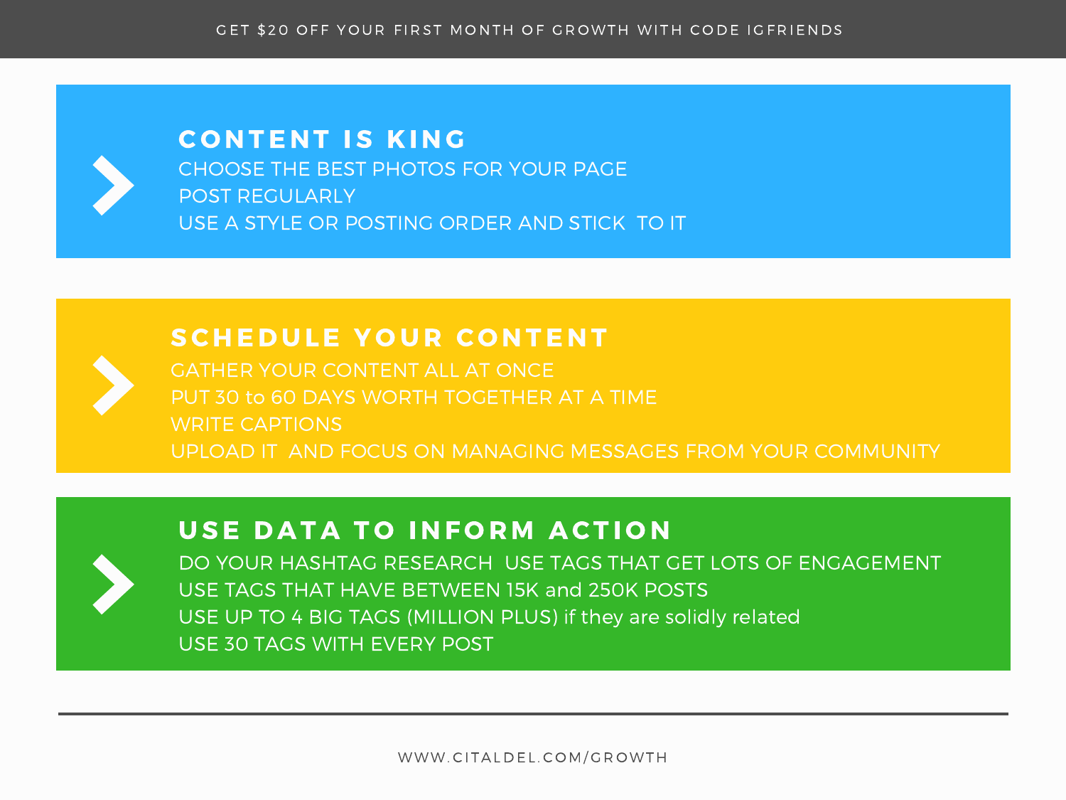GET $20 OFF YOUR FIRST MONTH OF GROWTH WITH CODE IGFRIENDS

## CONTENT IS KING

CHOOSE THE BEST PHOTOS FOR YOUR PAGE
POST REGULARLY
USE A STYLE OR POSTING ORDER AND STICK TO IT

## SCHEDULE YOUR CONTENT

GATHER YOUR CONTENT ALL AT ONCE
PUT 30 to 60 DAYS WORTH TOGETHER AT A TIME
WRITE CAPTIONS
UPLOAD IT AND FOCUS ON MANAGING MESSAGES FROM YOUR COMMUNITY

## USE DATA TO INFORM ACTION

DO YOUR HASHTAG RESEARCH USE TAGS THAT GET LOTS OF ENGAGEMENT
USE TAGS THAT HAVE BETWEEN 15K and 250K POSTS
USE UP TO 4 BIG TAGS (MILLION PLUS) if they are solidly related
USE 30 TAGS WITH EVERY POST

---

WWW.CITALDEL.COM/GROWTH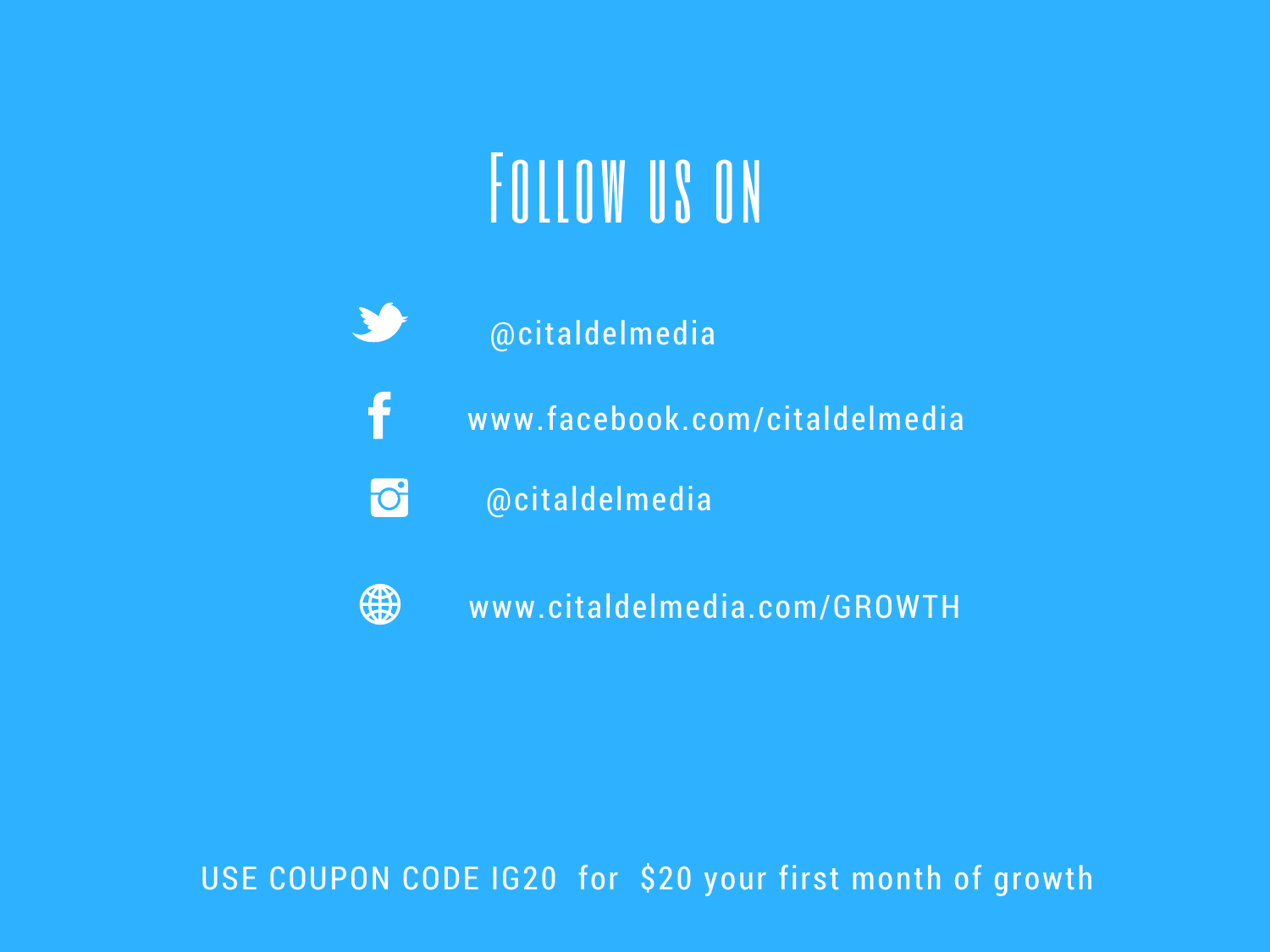# Follow us on

@citaldelmedia

www.facebook.com/citaldelmedia

@citaldelmedia

www.citaldelmedia.com/GROWTH

USE COUPON CODE IG20 for $20 your first month of growth